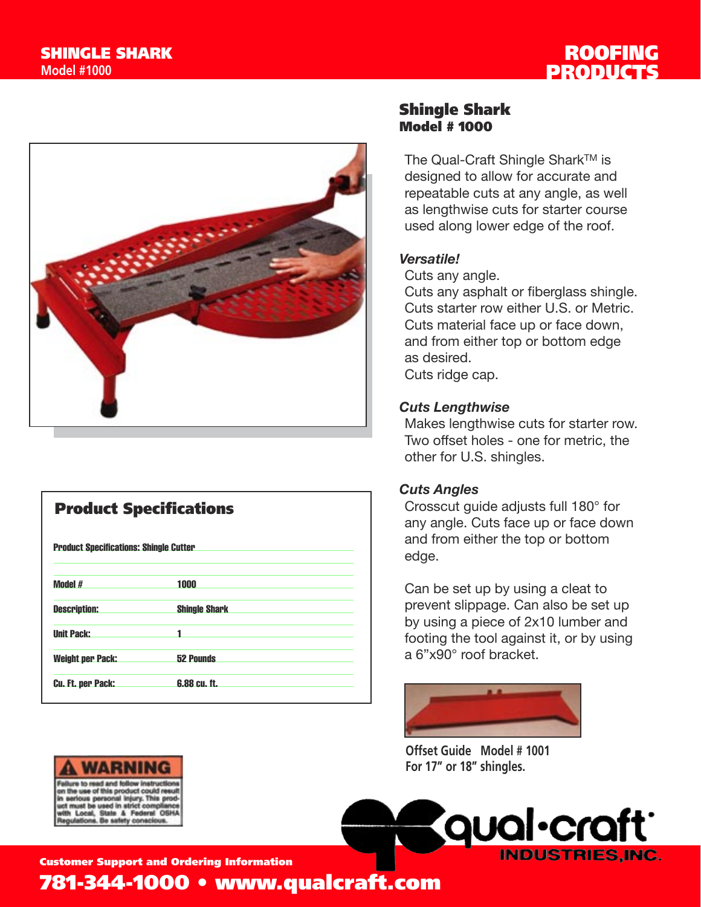# SHINGLE SHARK
Model #1000

ROOFING PRODUCTS

## Shingle Shark
**Model # 1000**

The Qual-Craft Shingle Shark™ is designed to allow for accurate and repeatable cuts at any angle, as well as lengthwise cuts for starter course used along lower edge of the roof.

### *Versatile!*
Cuts any angle.
Cuts any asphalt or fiberglass shingle.
Cuts starter row either U.S. or Metric.
Cuts material face up or face down, and from either top or bottom edge as desired.
Cuts ridge cap.

### *Cuts Lengthwise*
Makes lengthwise cuts for starter row. Two offset holes - one for metric, the other for U.S. shingles.

### *Cuts Angles*
Crosscut guide adjusts full 180° for any angle. Cuts face up or face down and from either the top or bottom edge.

Can be set up by using a cleat to prevent slippage. Can also be set up by using a piece of 2x10 lumber and footing the tool against it, or by using a 6"x90° roof bracket.

Offset Guide Model # 1001
For 17" or 18" shingles.

## Product Specifications

| Product Specifications: Shingle Cutter | |
|---|---|
| Model # | 1000 |
| Description: | Shingle Shark |
| Unit Pack: | 1 |
| Weight per Pack: | 52 Pounds |
| Cu. Ft. per Pack: | 6.88 cu. ft. |

**⚠ WARNING**
Failure to read and follow instructions on the use of this product could result in serious personal injury. This product must be used in strict compliance with Local, State & Federal OSHA Regulations. Be safety conscious.

qual-craft INDUSTRIES, INC.

**Customer Support and Ordering Information**
**781-344-1000 • www.qualcraft.com**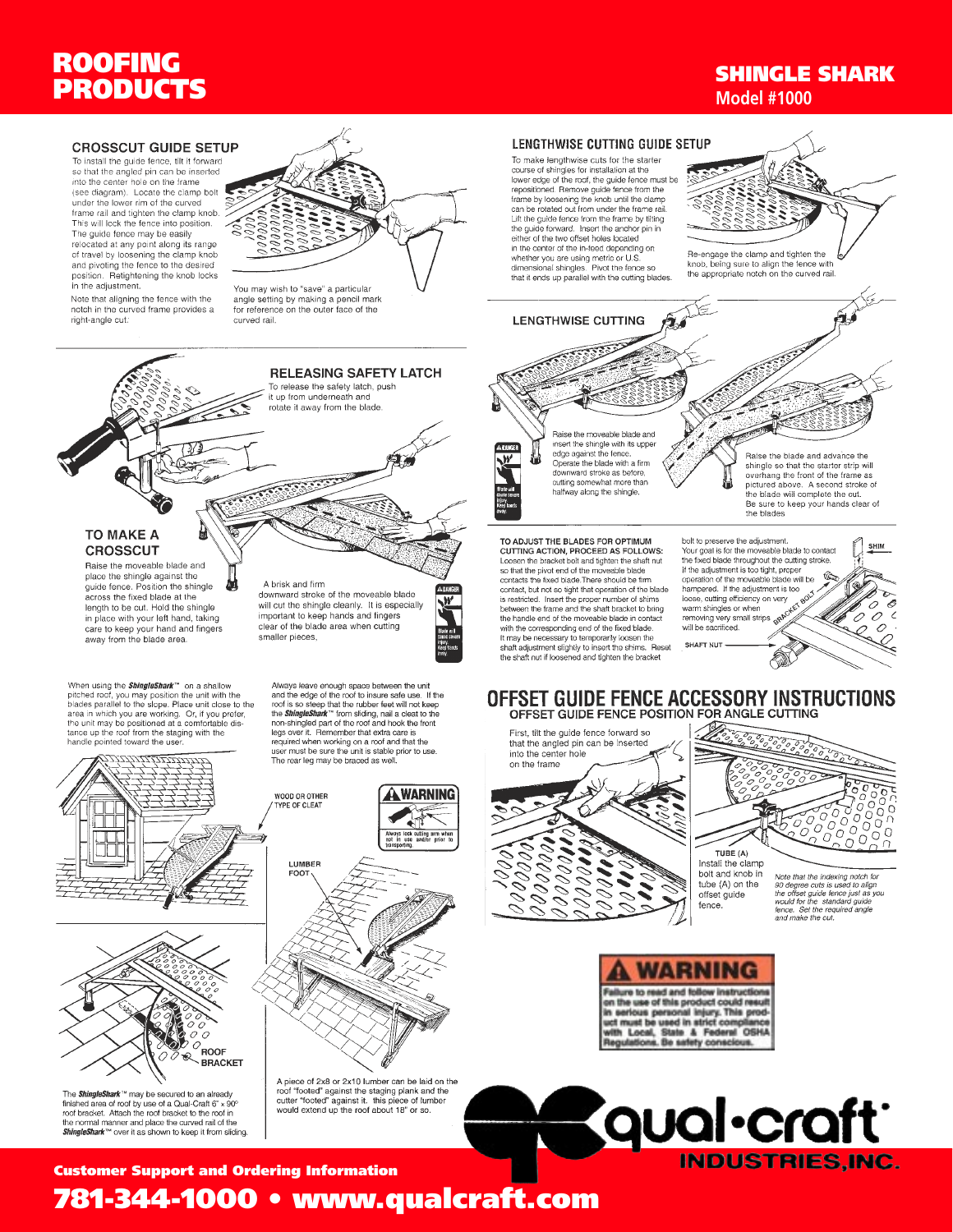# ROOFING PRODUCTS

## SHINGLE SHARK
Model #1000

### CROSSCUT GUIDE SETUP

To install the guide fence, tilt it forward so that the angled pin can be inserted into the center hole on the frame (see diagram). Locate the clamp bolt under the lower rim of the curved frame rail and tighten the clamp knob. This will lock the fence into position. The guide fence may be easily relocated at any point along its range of travel by loosening the clamp knob and pivoting the fence to the desired position. Retightening the knob locks in the adjustment.

Note that aligning the fence with the notch in the curved frame provides a right-angle cut.

You may wish to "save" a particular angle setting by making a pencil mark for reference on the outer face of the curved rail.

### LENGTHWISE CUTTING GUIDE SETUP

To make lengthwise cuts for the starter course of shingles for installation at the lower edge of the roof, the guide fence must be repositioned. Remove guide fence from the frame by loosening the knob until the clamp can be rotated out from under the frame rail. Lift the guide fence from the frame by tilting the guide forward. Insert the anchor pin in either of the two offset holes located in the center of the in-feed depending on whether you are using metric or U.S. dimensional shingles. Pivot the fence so that it ends up parallel with the cutting blades.

Re-engage the clamp and tighten the knob, being sure to align the fence with the appropriate notch on the curved rail.

### RELEASING SAFETY LATCH

To release the safety latch, push it up from underneath and rotate it away from the blade.

### LENGTHWISE CUTTING

Raise the moveable blade and insert the shingle with its upper edge against the fence. Operate the blade with a firm downward stroke as before, cutting somewhat more than halfway along the shingle.

Raise the blade and advance the shingle so that the starter strip will overhang the front of the frame as pictured above. A second stroke of the blade will complete the cut. Be sure to keep your hands clear of the blades

DANGER — Blade will cause severe injury. Keep hands away.

### TO MAKE A CROSSCUT

Raise the moveable blade and place the shingle against the guide fence. Position the shingle across the fixed blade at the length to be cut. Hold the shingle in place with your left hand, taking care to keep your hand and fingers away from the blade area.

A brisk and firm downward stroke of the moveable blade will cut the shingle cleanly. It is especially important to keep hands and fingers clear of the blade area when cutting smaller pieces.

DANGER — Blade will cause severe injury. Keep hands away.

**TO ADJUST THE BLADES FOR OPTIMUM CUTTING ACTION, PROCEED AS FOLLOWS:** Loosen the bracket bolt and tighten the shaft nut so that the pivot end of the moveable blade contacts the fixed blade. There should be firm contact, but not so tight that operation of the blade is restricted. Insert the proper number of shims between the frame and the shaft bracket to bring the handle end of the moveable blade in contact with the corresponding end of the fixed blade. It may be necessary to temporarily loosen the shaft adjustment slightly to insert the shims. Reset the shaft nut if loosened and tighten the bracket bolt to preserve the adjustment. Your goal is for the moveable blade to contact the fixed blade throughout the cutting stroke. If the adjustment is too tight, proper operation of the moveable blade will be hampered. If the adjustment is too loose, cutting efficiency on very warm shingles or when removing very small strips will be sacrificed.

SHIM

BRACKET BOLT

SHAFT NUT

When using the ***ShingleShark***™ on a shallow pitched roof, you may position the unit with the blades parallel to the slope. Place unit close to the area in which you are working. Or, if you prefer, the unit may be positioned at a comfortable distance up the roof from the staging with the handle pointed toward the user.

Always leave enough space between the unit and the edge of the roof to insure safe use. If the roof is so steep that the rubber feet will not keep the ***ShingleShark***™ from sliding, nail a cleat to the non-shingled part of the roof and hook the front legs over it. Remember that extra care is required when working on a roof and that the user must be sure the unit is stable prior to use. The rear leg may be braced as well.

WOOD OR OTHER TYPE OF CLEAT

WARNING — Always lock cutting arm when not in use and/or prior to transporting.

LUMBER FOOT

ROOF BRACKET

The ***ShingleShark***™ may be secured to an already finished area of roof by use of a Qual-Craft 6" x 90° roof bracket. Attach the roof bracket to the roof in the normal manner and place the curved rail of the ***ShingleShark***™ over it as shown to keep it from sliding.

A piece of 2x8 or 2x10 lumber can be laid on the roof "footed" against the staging plank and the cutter "footed" against it. this piece of lumber would extend up the roof about 18" or so.

## OFFSET GUIDE FENCE ACCESSORY INSTRUCTIONS

### OFFSET GUIDE FENCE POSITION FOR ANGLE CUTTING

First, tilt the guide fence forward so that the angled pin can be inserted into the center hole on the frame

TUBE (A)
Install the clamp bolt and knob in tube (A) on the offset guide fence.

*Note that the indexing notch for 90 degree cuts is used to align the offset guide fence just as you would for the standard guide fence. Set the required angle and make the cut.*

**WARNING**
Failure to read and follow instructions on the use of this product could result in serious personal injury. This product must be used in strict compliance with Local, State & Federal OSHA Regulations. Be safety conscious.

qual·craft INDUSTRIES, INC.

**Customer Support and Ordering Information**

**781-344-1000 • www.qualcraft.com**